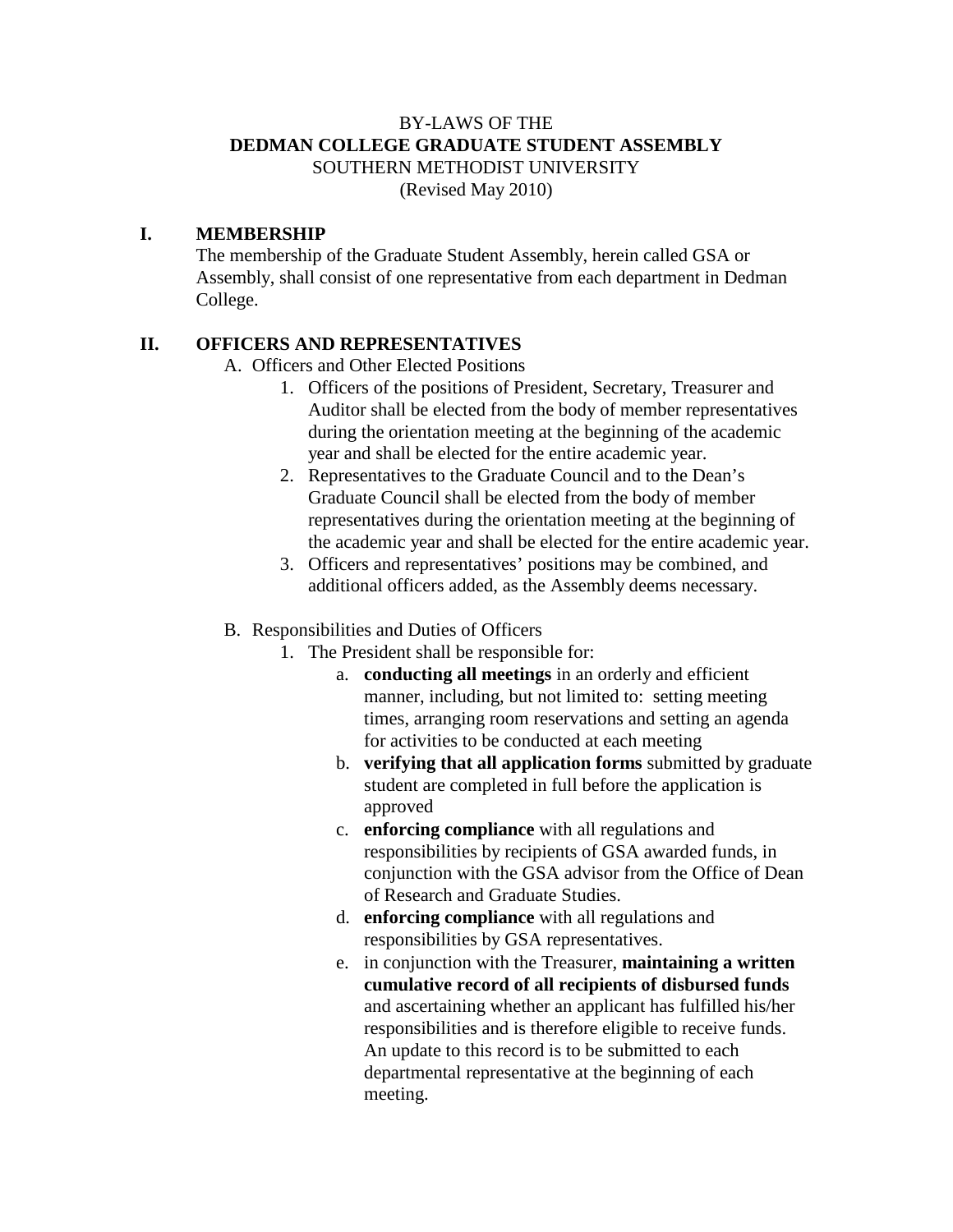BY-LAWS OF THE

**DEDMAN COLLEGE GRADUATE STUDENT ASSEMBLY**

SOUTHERN METHODIST UNIVERSITY

(Revised May 2010)

## I. MEMBERSHIP

The membership of the Graduate Student Assembly, herein called GSA or Assembly, shall consist of one representative from each department in Dedman College.

## II. OFFICERS AND REPRESENTATIVES

A. Officers and Other Elected Positions

1. Officers of the positions of President, Secretary, Treasurer and Auditor shall be elected from the body of member representatives during the orientation meeting at the beginning of the academic year and shall be elected for the entire academic year.
2. Representatives to the Graduate Council and to the Dean's Graduate Council shall be elected from the body of member representatives during the orientation meeting at the beginning of the academic year and shall be elected for the entire academic year.
3. Officers and representatives' positions may be combined, and additional officers added, as the Assembly deems necessary.

B. Responsibilities and Duties of Officers

1. The President shall be responsible for:
   a. **conducting all meetings** in an orderly and efficient manner, including, but not limited to: setting meeting times, arranging room reservations and setting an agenda for activities to be conducted at each meeting
   b. **verifying that all application forms** submitted by graduate student are completed in full before the application is approved
   c. **enforcing compliance** with all regulations and responsibilities by recipients of GSA awarded funds, in conjunction with the GSA advisor from the Office of Dean of Research and Graduate Studies.
   d. **enforcing compliance** with all regulations and responsibilities by GSA representatives.
   e. in conjunction with the Treasurer, **maintaining a written cumulative record of all recipients of disbursed funds** and ascertaining whether an applicant has fulfilled his/her responsibilities and is therefore eligible to receive funds. An update to this record is to be submitted to each departmental representative at the beginning of each meeting.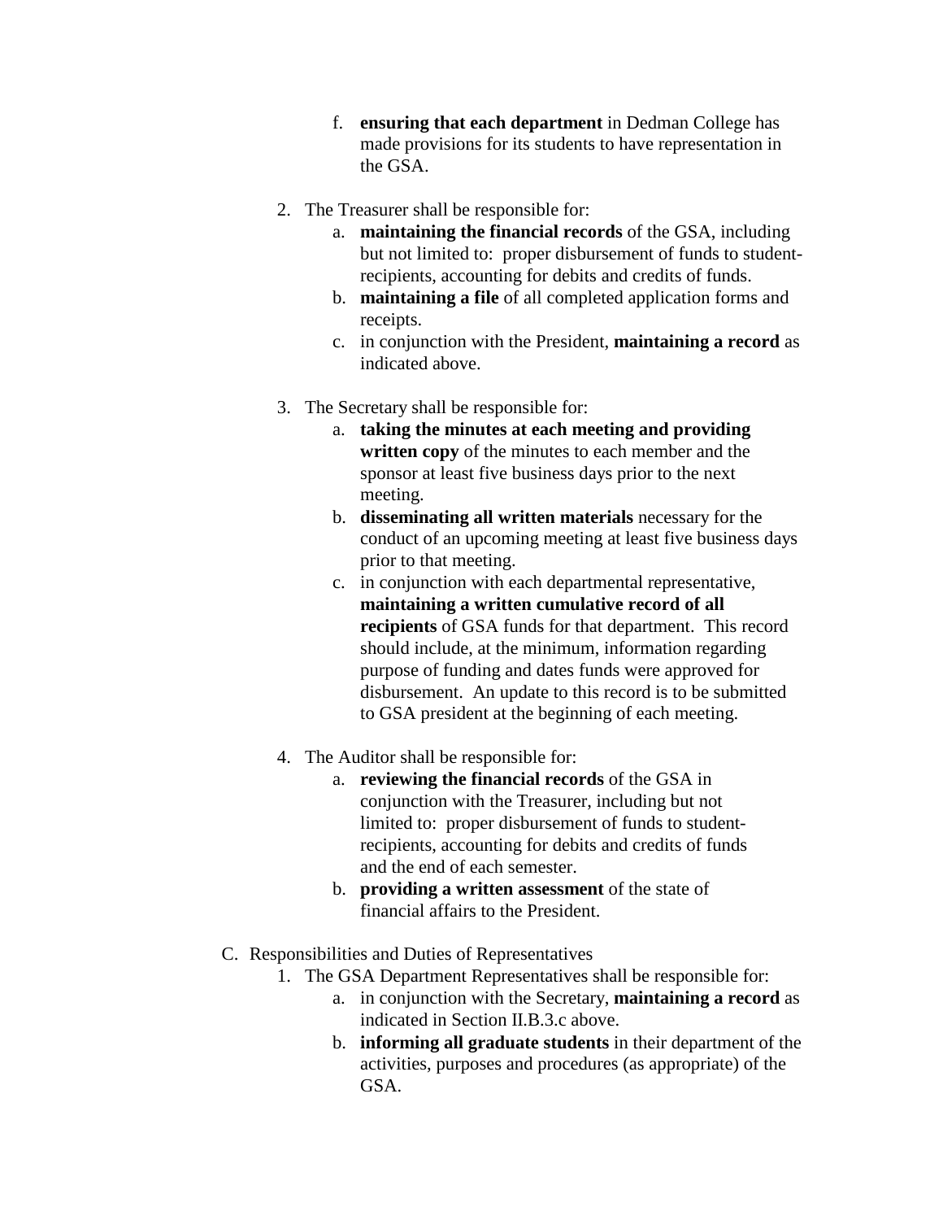f. **ensuring that each department** in Dedman College has made provisions for its students to have representation in the GSA.

2. The Treasurer shall be responsible for:
    a. **maintaining the financial records** of the GSA, including but not limited to: proper disbursement of funds to student-recipients, accounting for debits and credits of funds.
    b. **maintaining a file** of all completed application forms and receipts.
    c. in conjunction with the President, **maintaining a record** as indicated above.

3. The Secretary shall be responsible for:
    a. **taking the minutes at each meeting and providing written copy** of the minutes to each member and the sponsor at least five business days prior to the next meeting.
    b. **disseminating all written materials** necessary for the conduct of an upcoming meeting at least five business days prior to that meeting.
    c. in conjunction with each departmental representative, **maintaining a written cumulative record of all recipients** of GSA funds for that department. This record should include, at the minimum, information regarding purpose of funding and dates funds were approved for disbursement. An update to this record is to be submitted to GSA president at the beginning of each meeting.

4. The Auditor shall be responsible for:
    a. **reviewing the financial records** of the GSA in conjunction with the Treasurer, including but not limited to: proper disbursement of funds to student-recipients, accounting for debits and credits of funds and the end of each semester.
    b. **providing a written assessment** of the state of financial affairs to the President.

C. Responsibilities and Duties of Representatives
1. The GSA Department Representatives shall be responsible for:
    a. in conjunction with the Secretary, **maintaining a record** as indicated in Section II.B.3.c above.
    b. **informing all graduate students** in their department of the activities, purposes and procedures (as appropriate) of the GSA.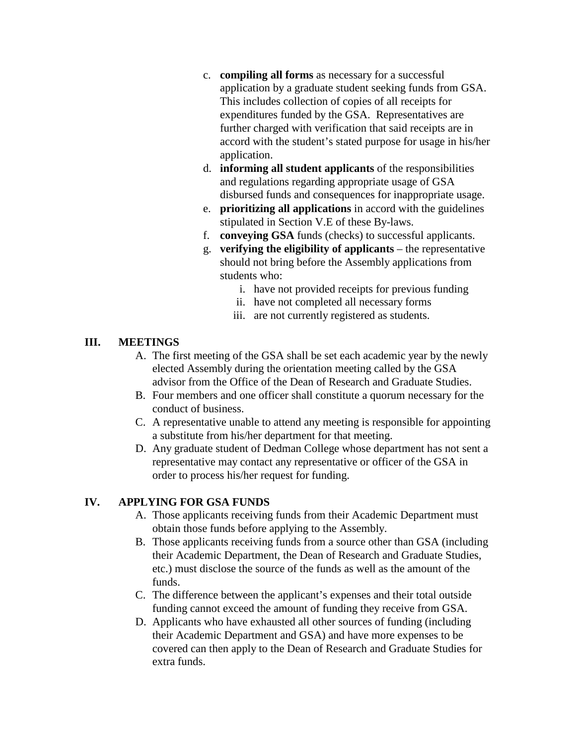c. **compiling all forms** as necessary for a successful application by a graduate student seeking funds from GSA. This includes collection of copies of all receipts for expenditures funded by the GSA. Representatives are further charged with verification that said receipts are in accord with the student's stated purpose for usage in his/her application.
d. **informing all student applicants** of the responsibilities and regulations regarding appropriate usage of GSA disbursed funds and consequences for inappropriate usage.
e. **prioritizing all applications** in accord with the guidelines stipulated in Section V.E of these By-laws.
f. **conveying GSA** funds (checks) to successful applicants.
g. **verifying the eligibility of applicants** – the representative should not bring before the Assembly applications from students who:
    i. have not provided receipts for previous funding
    ii. have not completed all necessary forms
    iii. are not currently registered as students.

## III. MEETINGS

A. The first meeting of the GSA shall be set each academic year by the newly elected Assembly during the orientation meeting called by the GSA advisor from the Office of the Dean of Research and Graduate Studies.
B. Four members and one officer shall constitute a quorum necessary for the conduct of business.
C. A representative unable to attend any meeting is responsible for appointing a substitute from his/her department for that meeting.
D. Any graduate student of Dedman College whose department has not sent a representative may contact any representative or officer of the GSA in order to process his/her request for funding.

## IV. APPLYING FOR GSA FUNDS

A. Those applicants receiving funds from their Academic Department must obtain those funds before applying to the Assembly.
B. Those applicants receiving funds from a source other than GSA (including their Academic Department, the Dean of Research and Graduate Studies, etc.) must disclose the source of the funds as well as the amount of the funds.
C. The difference between the applicant's expenses and their total outside funding cannot exceed the amount of funding they receive from GSA.
D. Applicants who have exhausted all other sources of funding (including their Academic Department and GSA) and have more expenses to be covered can then apply to the Dean of Research and Graduate Studies for extra funds.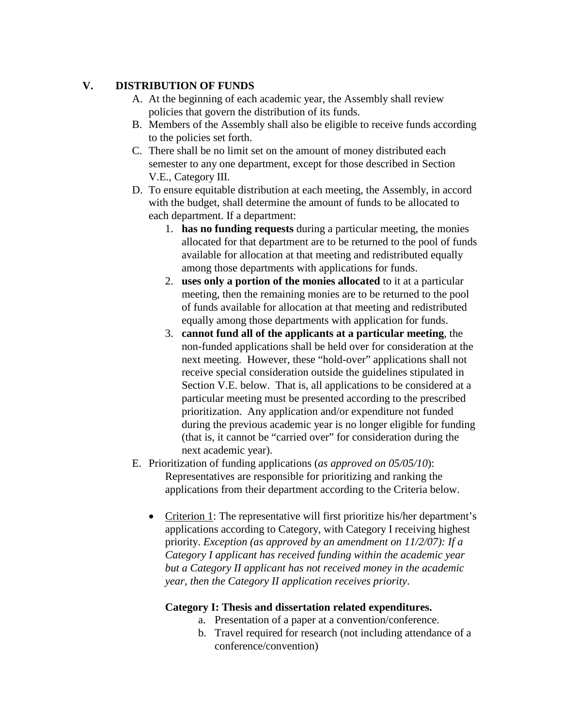## V. DISTRIBUTION OF FUNDS

A. At the beginning of each academic year, the Assembly shall review policies that govern the distribution of its funds.

B. Members of the Assembly shall also be eligible to receive funds according to the policies set forth.

C. There shall be no limit set on the amount of money distributed each semester to any one department, except for those described in Section V.E., Category III.

D. To ensure equitable distribution at each meeting, the Assembly, in accord with the budget, shall determine the amount of funds to be allocated to each department. If a department:

1. **has no funding requests** during a particular meeting, the monies allocated for that department are to be returned to the pool of funds available for allocation at that meeting and redistributed equally among those departments with applications for funds.
2. **uses only a portion of the monies allocated** to it at a particular meeting, then the remaining monies are to be returned to the pool of funds available for allocation at that meeting and redistributed equally among those departments with application for funds.
3. **cannot fund all of the applicants at a particular meeting**, the non-funded applications shall be held over for consideration at the next meeting. However, these "hold-over" applications shall not receive special consideration outside the guidelines stipulated in Section V.E. below. That is, all applications to be considered at a particular meeting must be presented according to the prescribed prioritization. Any application and/or expenditure not funded during the previous academic year is no longer eligible for funding (that is, it cannot be "carried over" for consideration during the next academic year).

E. Prioritization of funding applications (*as approved on 05/05/10*):
Representatives are responsible for prioritizing and ranking the applications from their department according to the Criteria below.

- Criterion 1: The representative will first prioritize his/her department's applications according to Category, with Category I receiving highest priority. *Exception (as approved by an amendment on 11/2/07): If a Category I applicant has received funding within the academic year but a Category II applicant has not received money in the academic year, then the Category II application receives priority*.

**Category I: Thesis and dissertation related expenditures.**

a. Presentation of a paper at a convention/conference.
b. Travel required for research (not including attendance of a conference/convention)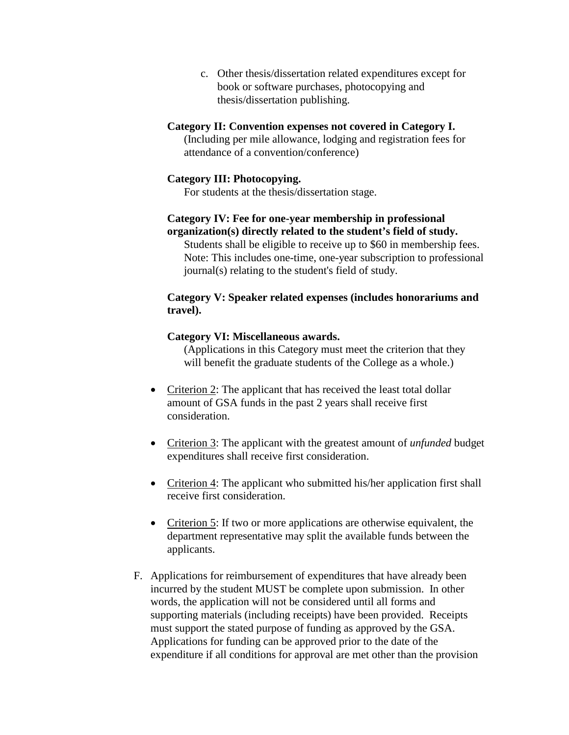c. Other thesis/dissertation related expenditures except for book or software purchases, photocopying and thesis/dissertation publishing.

**Category II: Convention expenses not covered in Category I.**
(Including per mile allowance, lodging and registration fees for attendance of a convention/conference)

**Category III: Photocopying.**
For students at the thesis/dissertation stage.

**Category IV: Fee for one-year membership in professional organization(s) directly related to the student's field of study.**
Students shall be eligible to receive up to $60 in membership fees. Note: This includes one-time, one-year subscription to professional journal(s) relating to the student's field of study.

**Category V: Speaker related expenses (includes honorariums and travel).**

**Category VI: Miscellaneous awards.**
(Applications in this Category must meet the criterion that they will benefit the graduate students of the College as a whole.)

- Criterion 2: The applicant that has received the least total dollar amount of GSA funds in the past 2 years shall receive first consideration.

- Criterion 3: The applicant with the greatest amount of *unfunded* budget expenditures shall receive first consideration.

- Criterion 4: The applicant who submitted his/her application first shall receive first consideration.

- Criterion 5: If two or more applications are otherwise equivalent, the department representative may split the available funds between the applicants.

F. Applications for reimbursement of expenditures that have already been incurred by the student MUST be complete upon submission. In other words, the application will not be considered until all forms and supporting materials (including receipts) have been provided. Receipts must support the stated purpose of funding as approved by the GSA. Applications for funding can be approved prior to the date of the expenditure if all conditions for approval are met other than the provision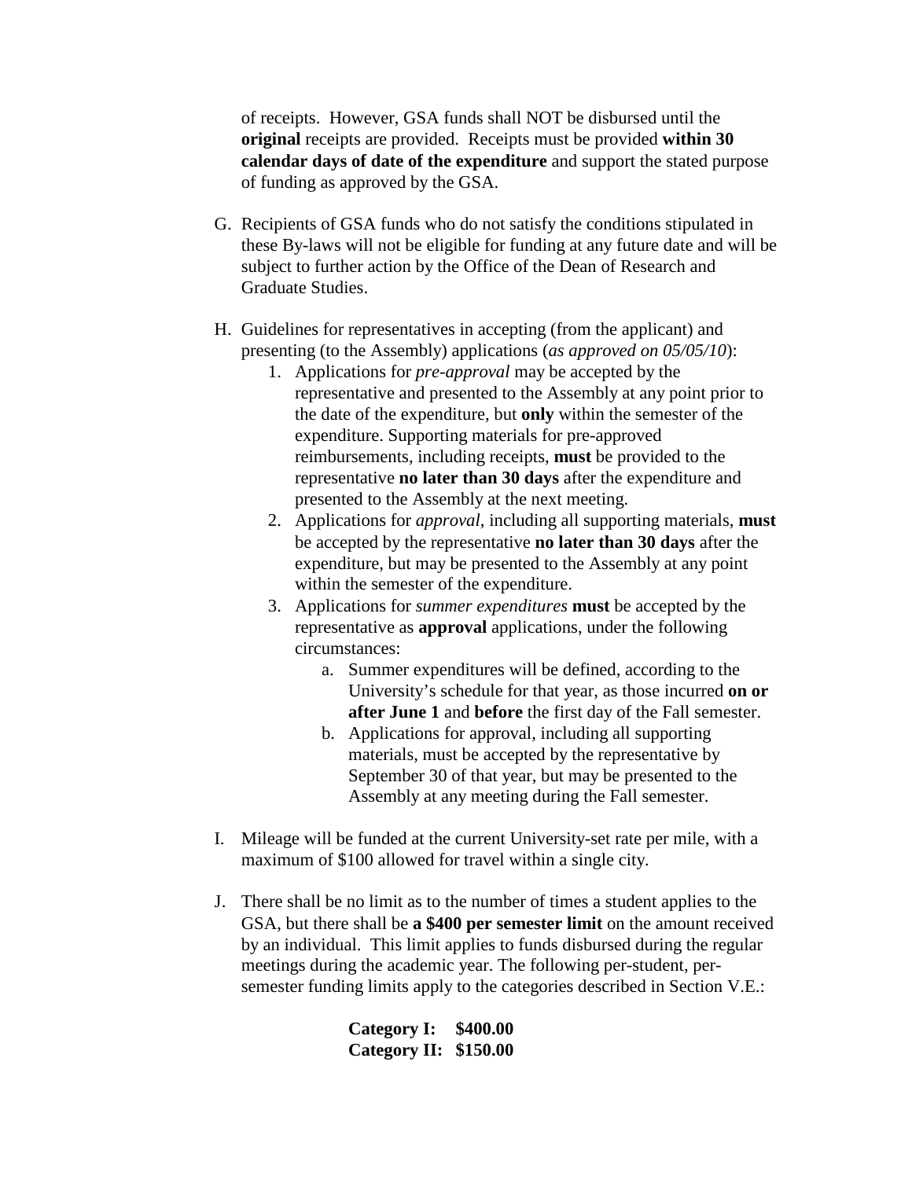of receipts. However, GSA funds shall NOT be disbursed until the **original** receipts are provided. Receipts must be provided **within 30 calendar days of date of the expenditure** and support the stated purpose of funding as approved by the GSA.

G. Recipients of GSA funds who do not satisfy the conditions stipulated in these By-laws will not be eligible for funding at any future date and will be subject to further action by the Office of the Dean of Research and Graduate Studies.

H. Guidelines for representatives in accepting (from the applicant) and presenting (to the Assembly) applications (*as approved on 05/05/10*):
   1. Applications for *pre-approval* may be accepted by the representative and presented to the Assembly at any point prior to the date of the expenditure, but **only** within the semester of the expenditure. Supporting materials for pre-approved reimbursements, including receipts, **must** be provided to the representative **no later than 30 days** after the expenditure and presented to the Assembly at the next meeting.
   2. Applications for *approval*, including all supporting materials, **must** be accepted by the representative **no later than 30 days** after the expenditure, but may be presented to the Assembly at any point within the semester of the expenditure.
   3. Applications for *summer expenditures* **must** be accepted by the representative as **approval** applications, under the following circumstances:
      a. Summer expenditures will be defined, according to the University's schedule for that year, as those incurred **on or after June 1** and **before** the first day of the Fall semester.
      b. Applications for approval, including all supporting materials, must be accepted by the representative by September 30 of that year, but may be presented to the Assembly at any meeting during the Fall semester.

I. Mileage will be funded at the current University-set rate per mile, with a maximum of $100 allowed for travel within a single city.

J. There shall be no limit as to the number of times a student applies to the GSA, but there shall be **a $400 per semester limit** on the amount received by an individual. This limit applies to funds disbursed during the regular meetings during the academic year. The following per-student, per-semester funding limits apply to the categories described in Section V.E.:

   **Category I: $400.00**
   **Category II: $150.00**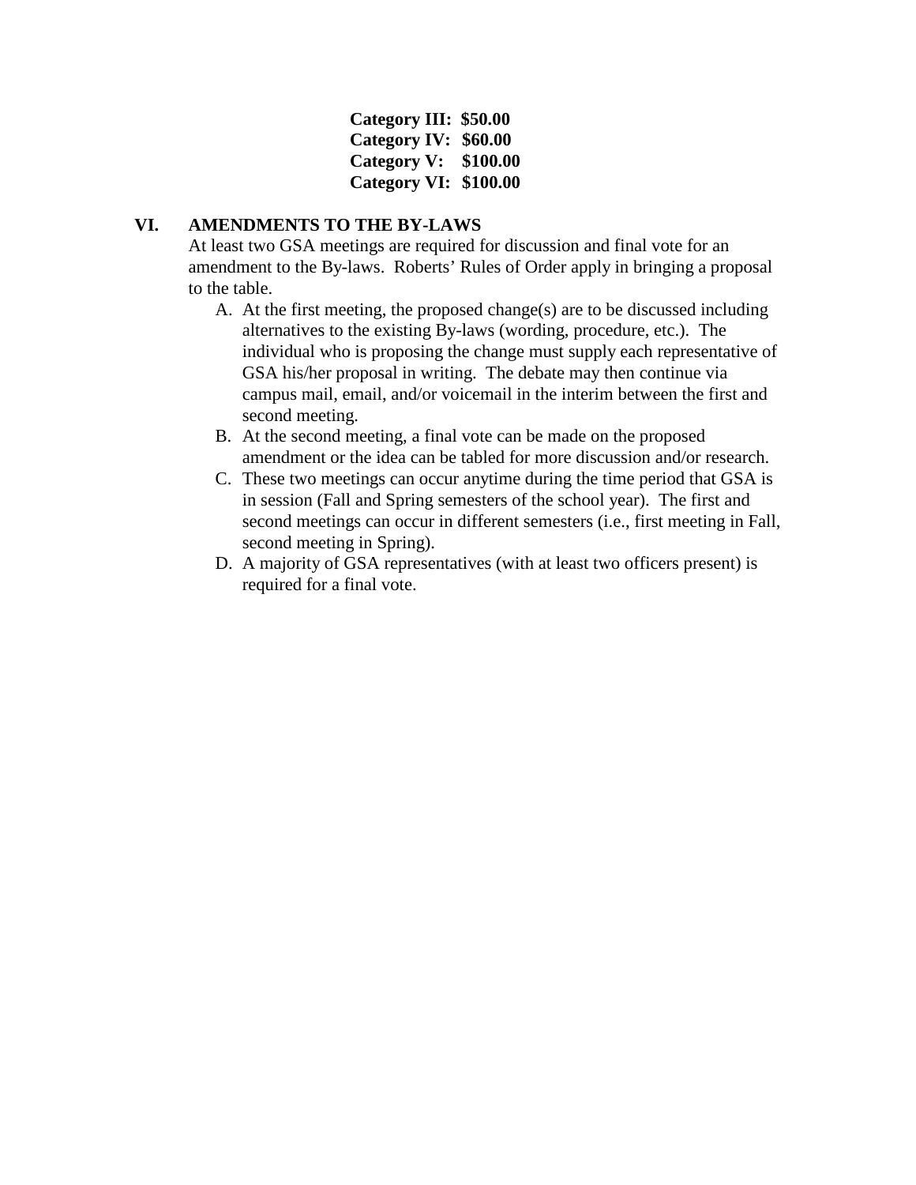**Category III: $50.00**
**Category IV: $60.00**
**Category V: $100.00**
**Category VI: $100.00**

## VI. AMENDMENTS TO THE BY-LAWS

At least two GSA meetings are required for discussion and final vote for an amendment to the By-laws. Roberts' Rules of Order apply in bringing a proposal to the table.

A. At the first meeting, the proposed change(s) are to be discussed including alternatives to the existing By-laws (wording, procedure, etc.). The individual who is proposing the change must supply each representative of GSA his/her proposal in writing. The debate may then continue via campus mail, email, and/or voicemail in the interim between the first and second meeting.

B. At the second meeting, a final vote can be made on the proposed amendment or the idea can be tabled for more discussion and/or research.

C. These two meetings can occur anytime during the time period that GSA is in session (Fall and Spring semesters of the school year). The first and second meetings can occur in different semesters (i.e., first meeting in Fall, second meeting in Spring).

D. A majority of GSA representatives (with at least two officers present) is required for a final vote.